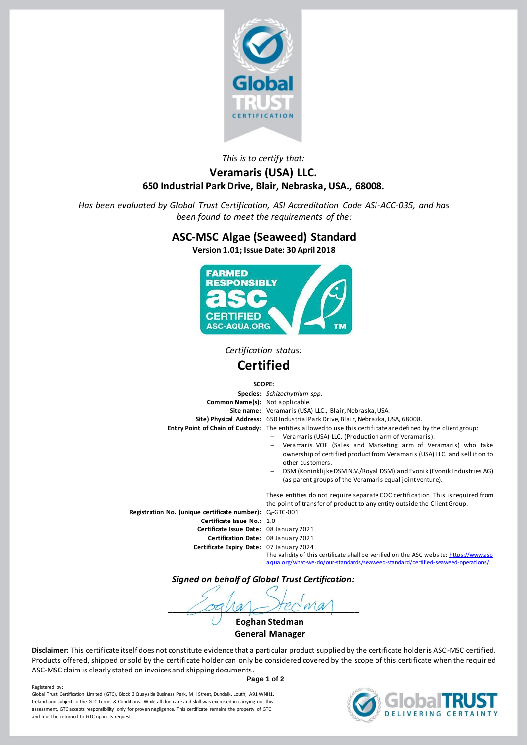*This is to certify that:*

**Veramaris (USA) LLC.**
**650 Industrial Park Drive, Blair, Nebraska, USA., 68008.**

*Has been evaluated by Global Trust Certification, ASI Accreditation Code ASI-ACC-035, and has been found to meet the requirements of the:*

## ASC-MSC Algae (Seaweed) Standard

**Version 1.01; Issue Date: 30 April 2018**

*Certification status:*

# Certified

**SCOPE:**

**Species:** *Schizochytrium spp.*

**Common Name(s):** Not applicable.

**Site name:** Veramaris (USA) LLC., Blair, Nebraska, USA.

**Site) Physical Address:** 650 Industrial Park Drive, Blair, Nebraska, USA, 68008.

**Entry Point of Chain of Custody:** The entities allowed to use this certificate are defined by the client group:

- Veramaris (USA) LLC. (Production arm of Veramaris).
- Veramaris VOF (Sales and Marketing arm of Veramaris) who take ownership of certified product from Veramaris (USA) LLC. and sell it on to other customers.
- DSM (Koninklijke DSM N.V./Royal DSM) and Evonik (Evonik Industries AG) (as parent groups of the Veramaris equal joint venture).

These entities do not require separate COC certification. This is required from the point of transfer of product to any entity outside the Client Group.

**Registration No. (unique certificate number):** $C_{II}$-GTC-001

**Certificate Issue No.:** 1.0

**Certificate Issue Date:** 08 January 2021

**Certification Date:** 08 January 2021

**Certificate Expiry Date:** 07 January 2024

The validity of this certificate shall be verified on the ASC website: https://www.asc-aqua.org/what-we-do/our-standards/seaweed-standard/certified-seaweed-operations/.

***Signed on behalf of Global Trust Certification:***

**Eoghan Stedman**
**General Manager**

**Disclaimer:** This certificate itself does not constitute evidence that a particular product supplied by the certificate holder is ASC-MSC certified. Products offered, shipped or sold by the certificate holder can only be considered covered by the scope of this certificate when the required ASC-MSC claim is clearly stated on invoices and shipping documents.

Registered by:
Global Trust Certification Limited (GTC), Block 3 Quayside Business Park, Mill Street, Dundalk, Louth, A91 WNH1, Ireland and subject to the GTC Terms & Conditions. While all due care and skill was exercised in carrying out this assessment, GTC accepts responsibility only for proven negligence. This certificate remains the property of GTC and must be returned to GTC upon its request.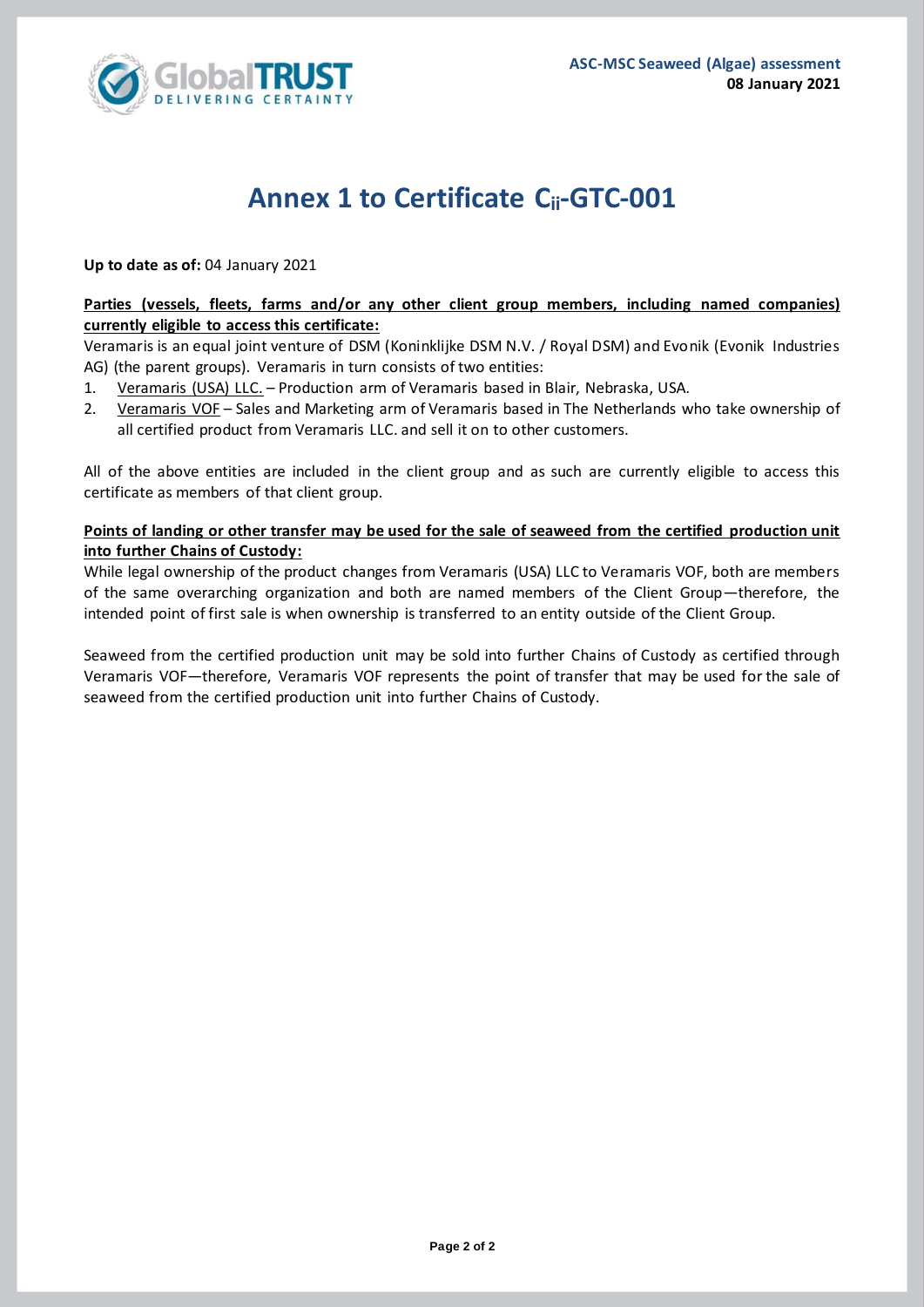# Annex 1 to Certificate $C_{ii}$-GTC-001

**Up to date as of:** 04 January 2021

**Parties (vessels, fleets, farms and/or any other client group members, including named companies) currently eligible to access this certificate:**

Veramaris is an equal joint venture of DSM (Koninklijke DSM N.V. / Royal DSM) and Evonik (Evonik Industries AG) (the parent groups). Veramaris in turn consists of two entities:

1. Veramaris (USA) LLC. – Production arm of Veramaris based in Blair, Nebraska, USA.
2. Veramaris VOF – Sales and Marketing arm of Veramaris based in The Netherlands who take ownership of all certified product from Veramaris LLC. and sell it on to other customers.

All of the above entities are included in the client group and as such are currently eligible to access this certificate as members of that client group.

**Points of landing or other transfer may be used for the sale of seaweed from the certified production unit into further Chains of Custody:**

While legal ownership of the product changes from Veramaris (USA) LLC to Veramaris VOF, both are members of the same overarching organization and both are named members of the Client Group—therefore, the intended point of first sale is when ownership is transferred to an entity outside of the Client Group.

Seaweed from the certified production unit may be sold into further Chains of Custody as certified through Veramaris VOF—therefore, Veramaris VOF represents the point of transfer that may be used for the sale of seaweed from the certified production unit into further Chains of Custody.